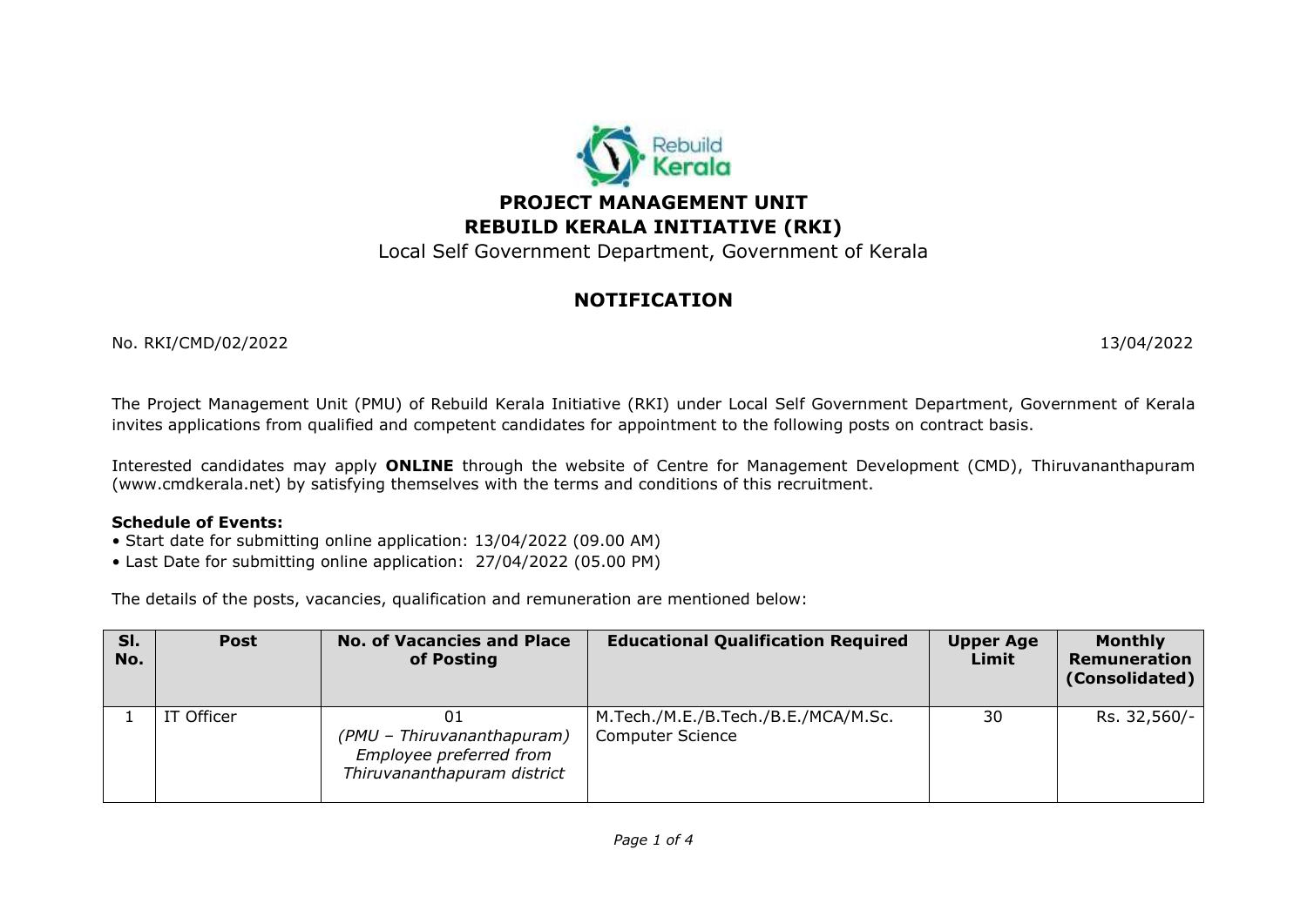# PROJECT MANAGEMENT UNIT
# REBUILD KERALA INITIATIVE (RKI)

Local Self Government Department, Government of Kerala

## NOTIFICATION

No. RKI/CMD/02/2022 13/04/2022

The Project Management Unit (PMU) of Rebuild Kerala Initiative (RKI) under Local Self Government Department, Government of Kerala invites applications from qualified and competent candidates for appointment to the following posts on contract basis.

Interested candidates may apply **ONLINE** through the website of Centre for Management Development (CMD), Thiruvananthapuram (www.cmdkerala.net) by satisfying themselves with the terms and conditions of this recruitment.

**Schedule of Events:**

- Start date for submitting online application: 13/04/2022 (09.00 AM)
- Last Date for submitting online application: 27/04/2022 (05.00 PM)

The details of the posts, vacancies, qualification and remuneration are mentioned below:

| Sl. No. | Post | No. of Vacancies and Place of Posting | Educational Qualification Required | Upper Age Limit | Monthly Remuneration (Consolidated) |
|---|---|---|---|---|---|
| 1 | IT Officer | 01 *(PMU – Thiruvananthapuram) Employee preferred from Thiruvananthapuram district* | M.Tech./M.E./B.Tech./B.E./MCA/M.Sc. Computer Science | 30 | Rs. 32,560/- |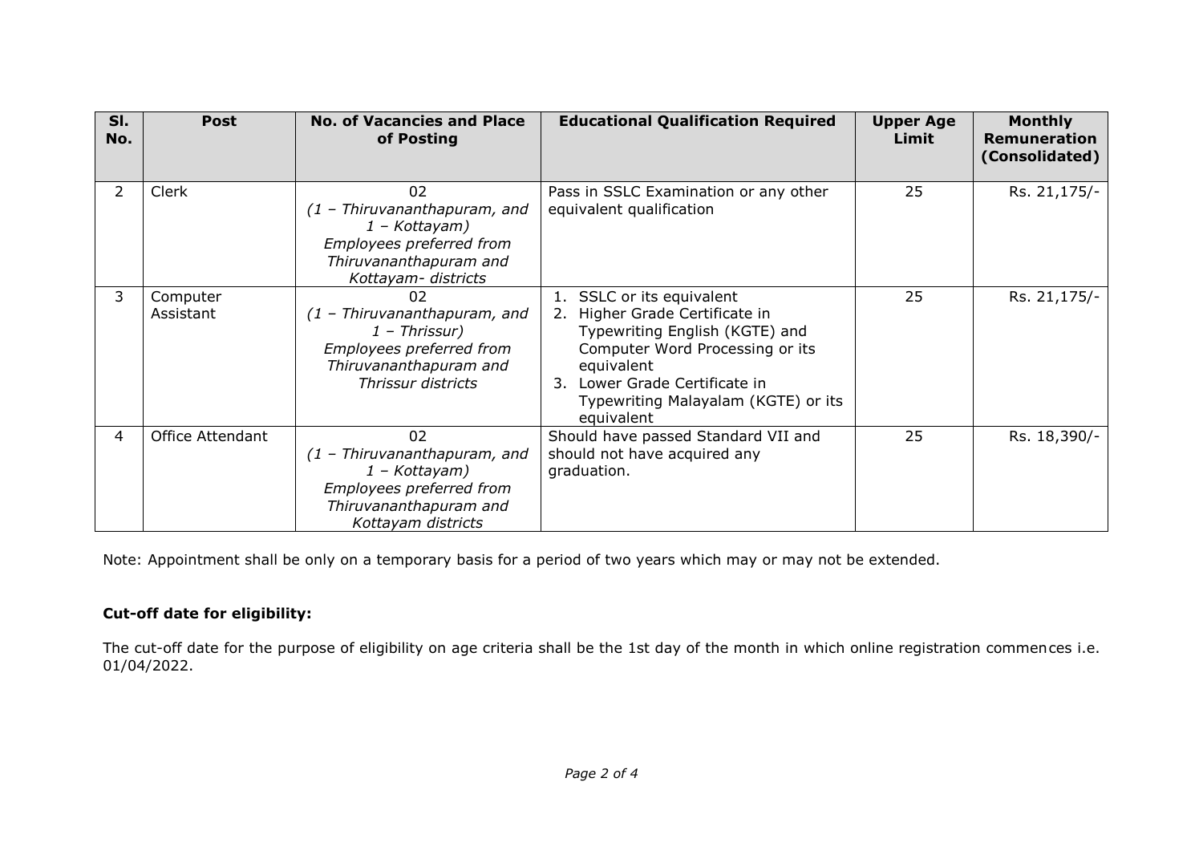| Sl. No. | Post | No. of Vacancies and Place of Posting | Educational Qualification Required | Upper Age Limit | Monthly Remuneration (Consolidated) |
|---|---|---|---|---|---|
| 2 | Clerk | 02 *(1 – Thiruvananthapuram, and 1 – Kottayam) Employees preferred from Thiruvananthapuram and Kottayam- districts* | Pass in SSLC Examination or any other equivalent qualification | 25 | Rs. 21,175/- |
| 3 | Computer Assistant | 02 *(1 – Thiruvananthapuram, and 1 – Thrissur) Employees preferred from Thiruvananthapuram and Thrissur districts* | 1. SSLC or its equivalent 2. Higher Grade Certificate in Typewriting English (KGTE) and Computer Word Processing or its equivalent 3. Lower Grade Certificate in Typewriting Malayalam (KGTE) or its equivalent | 25 | Rs. 21,175/- |
| 4 | Office Attendant | 02 *(1 – Thiruvananthapuram, and 1 – Kottayam) Employees preferred from Thiruvananthapuram and Kottayam districts* | Should have passed Standard VII and should not have acquired any graduation. | 25 | Rs. 18,390/- |

Note: Appointment shall be only on a temporary basis for a period of two years which may or may not be extended.

**Cut-off date for eligibility:**

The cut-off date for the purpose of eligibility on age criteria shall be the 1st day of the month in which online registration commences i.e. 01/04/2022.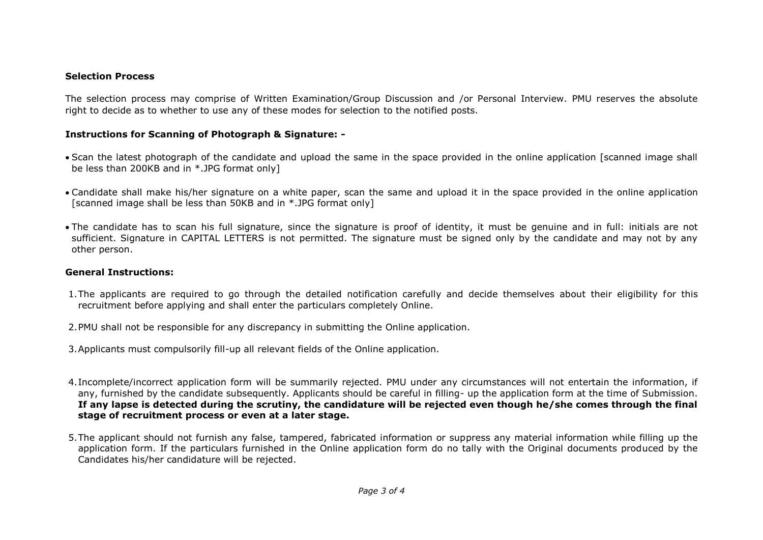**Selection Process**

The selection process may comprise of Written Examination/Group Discussion and /or Personal Interview. PMU reserves the absolute right to decide as to whether to use any of these modes for selection to the notified posts.

**Instructions for Scanning of Photograph & Signature: -**

- Scan the latest photograph of the candidate and upload the same in the space provided in the online application [scanned image shall be less than 200KB and in *.JPG format only]
- Candidate shall make his/her signature on a white paper, scan the same and upload it in the space provided in the online application [scanned image shall be less than 50KB and in *.JPG format only]
- The candidate has to scan his full signature, since the signature is proof of identity, it must be genuine and in full: initials are not sufficient. Signature in CAPITAL LETTERS is not permitted. The signature must be signed only by the candidate and may not by any other person.

**General Instructions:**

1. The applicants are required to go through the detailed notification carefully and decide themselves about their eligibility for this recruitment before applying and shall enter the particulars completely Online.
2. PMU shall not be responsible for any discrepancy in submitting the Online application.
3. Applicants must compulsorily fill-up all relevant fields of the Online application.
4. Incomplete/incorrect application form will be summarily rejected. PMU under any circumstances will not entertain the information, if any, furnished by the candidate subsequently. Applicants should be careful in filling- up the application form at the time of Submission. **If any lapse is detected during the scrutiny, the candidature will be rejected even though he/she comes through the final stage of recruitment process or even at a later stage.**
5. The applicant should not furnish any false, tampered, fabricated information or suppress any material information while filling up the application form. If the particulars furnished in the Online application form do no tally with the Original documents produced by the Candidates his/her candidature will be rejected.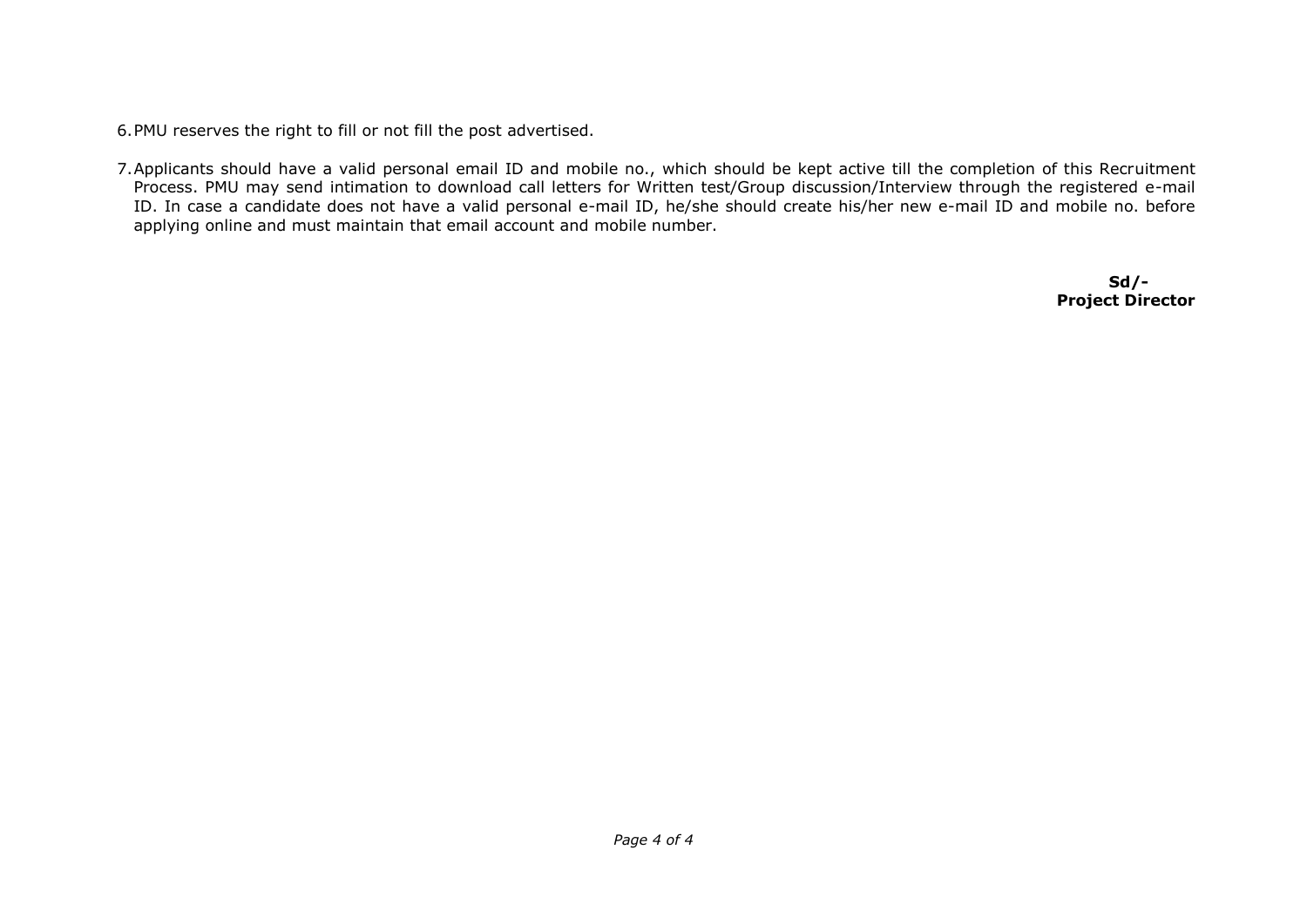6. PMU reserves the right to fill or not fill the post advertised.

7. Applicants should have a valid personal email ID and mobile no., which should be kept active till the completion of this Recruitment Process. PMU may send intimation to download call letters for Written test/Group discussion/Interview through the registered e-mail ID. In case a candidate does not have a valid personal e-mail ID, he/she should create his/her new e-mail ID and mobile no. before applying online and must maintain that email account and mobile number.

**Sd/-**
**Project Director**